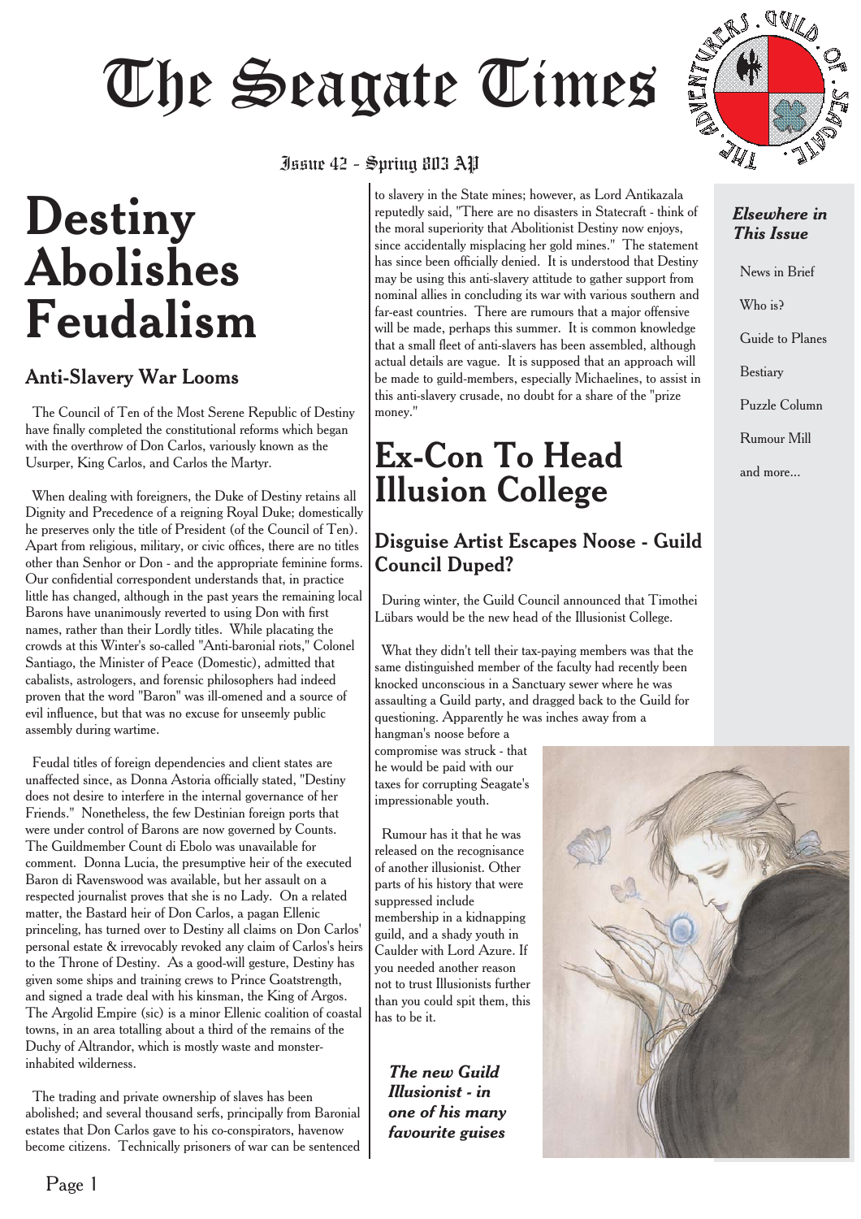# The Seagate Times

Issue 42 - Spring 803 AP

# Destiny Abolishes Feudalism

## Anti-Slavery War Looms

The Council of Ten of the Most Serene Republic of Destiny have finally completed the constitutional reforms which began with the overthrow of Don Carlos, variously known as the Usurper, King Carlos, and Carlos the Martyr.

When dealing with foreigners, the Duke of Destiny retains all Dignity and Precedence of a reigning Royal Duke; domestically he preserves only the title of President (of the Council of Ten). Apart from religious, military, or civic offices, there are no titles other than Senhor or Don - and the appropriate feminine forms. Our confidential correspondent understands that, in practice little has changed, although in the past years the remaining local Barons have unanimously reverted to using Don with first names, rather than their Lordly titles. While placating the crowds at this Winter's so-called "Anti-baronial riots," Colonel Santiago, the Minister of Peace (Domestic), admitted that cabalists, astrologers, and forensic philosophers had indeed proven that the word "Baron" was ill-omened and a source of evil influence, but that was no excuse for unseemly public assembly during wartime.

Feudal titles of foreign dependencies and client states are unaffected since, as Donna Astoria officially stated, "Destiny does not desire to interfere in the internal governance of her Friends." Nonetheless, the few Destinian foreign ports that were under control of Barons are now governed by Counts. The Guildmember Count di Ebolo was unavailable for comment. Donna Lucia, the presumptive heir of the executed Baron di Ravenswood was available, but her assault on a respected journalist proves that she is no Lady. On a related matter, the Bastard heir of Don Carlos, a pagan Ellenic princeling, has turned over to Destiny all claims on Don Carlos' personal estate & irrevocably revoked any claim of Carlos's heirs to the Throne of Destiny. As a good-will gesture, Destiny has given some ships and training crews to Prince Goatstrength, and signed a trade deal with his kinsman, the King of Argos. The Argolid Empire (sic) is a minor Ellenic coalition of coastal towns, in an area totalling about a third of the remains of the Duchy of Altrandor, which is mostly waste and monster-inhabited wilderness.

The trading and private ownership of slaves has been abolished; and several thousand serfs, principally from Baronial estates that Don Carlos gave to his co-conspirators, havenow become citizens. Technically prisoners of war can be sentenced to slavery in the State mines; however, as Lord Antikazala reputedly said, "There are no disasters in Statecraft - think of the moral superiority that Abolitionist Destiny now enjoys, since accidentally misplacing her gold mines." The statement has since been officially denied. It is understood that Destiny may be using this anti-slavery attitude to gather support from nominal allies in concluding its war with various southern and far-east countries. There are rumours that a major offensive will be made, perhaps this summer. It is common knowledge that a small fleet of anti-slavers has been assembled, although actual details are vague. It is supposed that an approach will be made to guild-members, especially Michaelines, to assist in this anti-slavery crusade, no doubt for a share of the "prize money."

# Ex-Con To Head Illusion College

## Disguise Artist Escapes Noose - Guild Council Duped?

During winter, the Guild Council announced that Timothei Lübars would be the new head of the Illusionist College.

What they didn't tell their tax-paying members was that the same distinguished member of the faculty had recently been knocked unconscious in a Sanctuary sewer where he was assaulting a Guild party, and dragged back to the Guild for questioning. Apparently he was inches away from a hangman's noose before a compromise was struck - that he would be paid with our taxes for corrupting Seagate's impressionable youth.

Rumour has it that he was released on the recognisance of another illusionist. Other parts of his history that were suppressed include membership in a kidnapping guild, and a shady youth in Caulder with Lord Azure. If you needed another reason not to trust Illusionists further than you could spit them, this has to be it.

***The new Guild Illusionist - in one of his many favourite guises***

***Elsewhere in This Issue***

- News in Brief
- Who is?
- Guide to Planes
- Bestiary
- Puzzle Column
- Rumour Mill
- and more...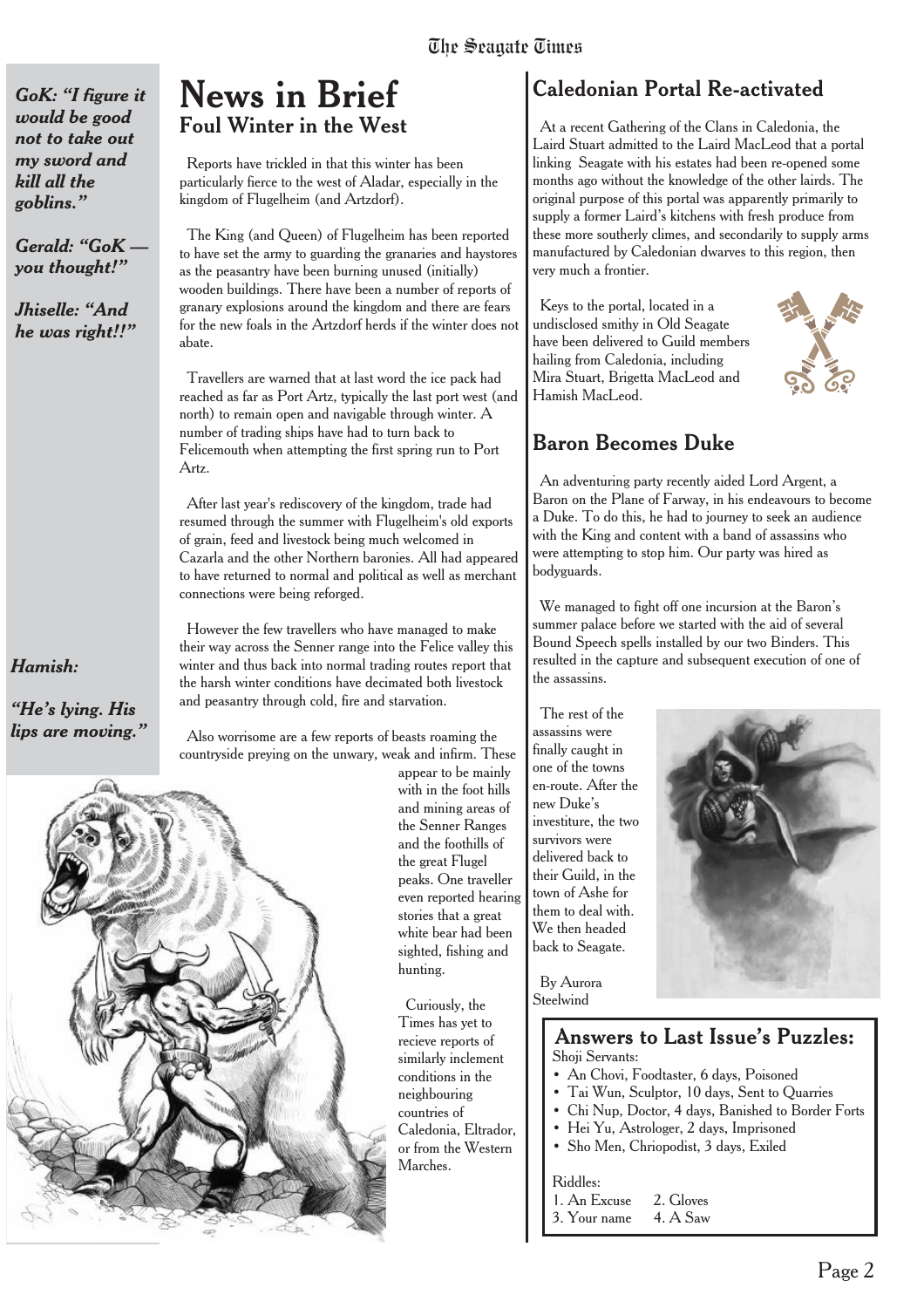*GoK: "I figure it would be good not to take out my sword and kill all the goblins."*

*Gerald: "GoK — you thought!"*

*Jhiselle: "And he was right!!"*

*Hamish:*

*"He's lying. His lips are moving."*

# News in Brief

## Foul Winter in the West

Reports have trickled in that this winter has been particularly fierce to the west of Aladar, especially in the kingdom of Flugelheim (and Artzdorf).

The King (and Queen) of Flugelheim has been reported to have set the army to guarding the granaries and haystores as the peasantry have been burning unused (initially) wooden buildings. There have been a number of reports of granary explosions around the kingdom and there are fears for the new foals in the Artzdorf herds if the winter does not abate.

Travellers are warned that at last word the ice pack had reached as far as Port Artz, typically the last port west (and north) to remain open and navigable through winter. A number of trading ships have had to turn back to Felicemouth when attempting the first spring run to Port Artz.

After last year's rediscovery of the kingdom, trade had resumed through the summer with Flugelheim's old exports of grain, feed and livestock being much welcomed in Cazarla and the other Northern baronies. All had appeared to have returned to normal and political as well as merchant connections were being reforged.

However the few travellers who have managed to make their way across the Senner range into the Felice valley this winter and thus back into normal trading routes report that the harsh winter conditions have decimated both livestock and peasantry through cold, fire and starvation.

Also worrisome are a few reports of beasts roaming the countryside preying on the unwary, weak and infirm. These appear to be mainly with in the foot hills and mining areas of the Senner Ranges and the foothills of the great Flugel peaks. One traveller even reported hearing stories that a great white bear had been sighted, fishing and hunting.

Curiously, the Times has yet to recieve reports of similarly inclement conditions in the neighbouring countries of Caledonia, Eltrador, or from the Western Marches.

## Caledonian Portal Re-activated

At a recent Gathering of the Clans in Caledonia, the Laird Stuart admitted to the Laird MacLeod that a portal linking Seagate with his estates had been re-opened some months ago without the knowledge of the other lairds. The original purpose of this portal was apparently primarily to supply a former Laird's kitchens with fresh produce from these more southerly climes, and secondarily to supply arms manufactured by Caledonian dwarves to this region, then very much a frontier.

Keys to the portal, located in a undisclosed smithy in Old Seagate have been delivered to Guild members hailing from Caledonia, including Mira Stuart, Brigetta MacLeod and Hamish MacLeod.

## Baron Becomes Duke

An adventuring party recently aided Lord Argent, a Baron on the Plane of Farway, in his endeavours to become a Duke. To do this, he had to journey to seek an audience with the King and content with a band of assassins who were attempting to stop him. Our party was hired as bodyguards.

We managed to fight off one incursion at the Baron's summer palace before we started with the aid of several Bound Speech spells installed by our two Binders. This resulted in the capture and subsequent execution of one of the assassins.

The rest of the assassins were finally caught in one of the towns en-route. After the new Duke's investiture, the two survivors were delivered back to their Guild, in the town of Ashe for them to deal with. We then headed back to Seagate.

By Aurora Steelwind

## Answers to Last Issue's Puzzles:

Shoji Servants:

- An Chovi, Footaster, 6 days, Poisoned
- Tai Wun, Sculptor, 10 days, Sent to Quarries
- Chi Nup, Doctor, 4 days, Banished to Border Forts
- Hei Yu, Astrologer, 2 days, Imprisoned
- Sho Men, Chriopodist, 3 days, Exiled

Riddles:

1. An Excuse
2. Gloves
3. Your name
4. A Saw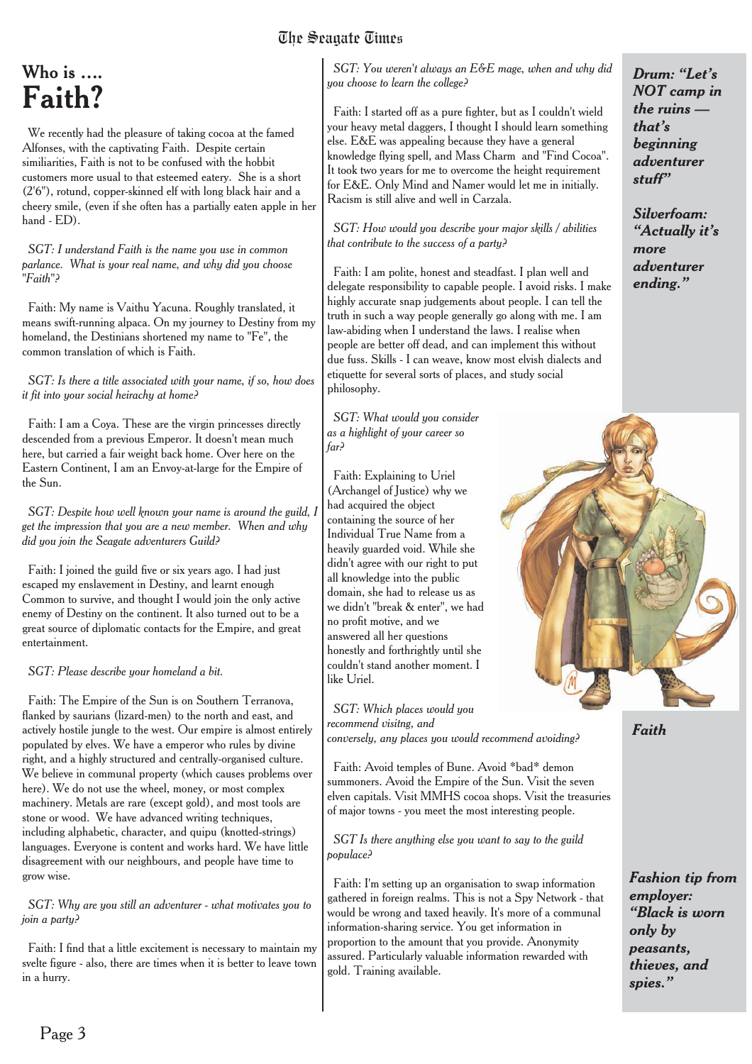# Who is .... Faith?

We recently had the pleasure of taking cocoa at the famed Alfonses, with the captivating Faith. Despite certain similiarities, Faith is not to be confused with the hobbit customers more usual to that esteemed eatery. She is a short (2'6"), rotund, copper-skinned elf with long black hair and a cheery smile, (even if she often has a partially eaten apple in her hand - ED).

*SGT: I understand Faith is the name you use in common parlance. What is your real name, and why did you choose "Faith"?*

Faith: My name is Vaithu Yacuna. Roughly translated, it means swift-running alpaca. On my journey to Destiny from my homeland, the Destinians shortened my name to "Fe", the common translation of which is Faith.

*SGT: Is there a title associated with your name, if so, how does it fit into your social heirachy at home?*

Faith: I am a Coya. These are the virgin princesses directly descended from a previous Emperor. It doesn't mean much here, but carried a fair weight back home. Over here on the Eastern Continent, I am an Envoy-at-large for the Empire of the Sun.

*SGT: Despite how well known your name is around the guild, I get the impression that you are a new member. When and why did you join the Seagate adventurers Guild?*

Faith: I joined the guild five or six years ago. I had just escaped my enslavement in Destiny, and learnt enough Common to survive, and thought I would join the only active enemy of Destiny on the continent. It also turned out to be a great source of diplomatic contacts for the Empire, and great entertainment.

*SGT: Please describe your homeland a bit.*

Faith: The Empire of the Sun is on Southern Terranova, flanked by saurians (lizard-men) to the north and east, and actively hostile jungle to the west. Our empire is almost entirely populated by elves. We have a emperor who rules by divine right, and a highly structured and centrally-organised culture. We believe in communal property (which causes problems over here). We do not use the wheel, money, or most complex machinery. Metals are rare (except gold), and most tools are stone or wood. We have advanced writing techniques, including alphabetic, character, and quipu (knotted-strings) languages. Everyone is content and works hard. We have little disagreement with our neighbours, and people have time to grow wise.

*SGT: Why are you still an adventurer - what motivates you to join a party?*

Faith: I find that a little excitement is necessary to maintain my svelte figure - also, there are times when it is better to leave town in a hurry.

*SGT: You weren't always an E&E mage, when and why did you choose to learn the college?*

Faith: I started off as a pure fighter, but as I couldn't wield your heavy metal daggers, I thought I should learn something else. E&E was appealing because they have a general knowledge flying spell, and Mass Charm and "Find Cocoa". It took two years for me to overcome the height requirement for E&E. Only Mind and Namer would let me in initially. Racism is still alive and well in Carzala.

*SGT: How would you describe your major skills / abilities that contribute to the success of a party?*

Faith: I am polite, honest and steadfast. I plan well and delegate responsibility to capable people. I avoid risks. I make highly accurate snap judgements about people. I can tell the truth in such a way people generally go along with me. I am law-abiding when I understand the laws. I realise when people are better off dead, and can implement this without due fuss. Skills - I can weave, know most elvish dialects and etiquette for several sorts of places, and study social philosophy.

*SGT: What would you consider as a highlight of your career so far?*

Faith: Explaining to Uriel (Archangel of Justice) why we had acquired the object containing the source of her Individual True Name from a heavily guarded void. While she didn't agree with our right to put all knowledge into the public domain, she had to release us as we didn't "break & enter", we had no profit motive, and we answered all her questions honestly and forthrightly until she couldn't stand another moment. I like Uriel.

*SGT: Which places would you recommend visitng, and conversely, any places you would recommend avoiding?*

Faith: Avoid temples of Bune. Avoid \*bad\* demon summoners. Avoid the Empire of the Sun. Visit the seven elven capitals. Visit MMHS cocoa shops. Visit the treasuries of major towns - you meet the most interesting people.

*SGT Is there anything else you want to say to the guild populace?*

Faith: I'm setting up an organisation to swap information gathered in foreign realms. This is not a Spy Network - that would be wrong and taxed heavily. It's more of a communal information-sharing service. You get information in proportion to the amount that you provide. Anonymity assured. Particularly valuable information rewarded with gold. Training available.

***Drum: "Let's NOT camp in the ruins — that's beginning adventurer stuff"***

***Silverfoam: "Actually it's more adventurer ending."***

*Faith*

***Fashion tip from employer: "Black is worn only by peasants, thieves, and spies."***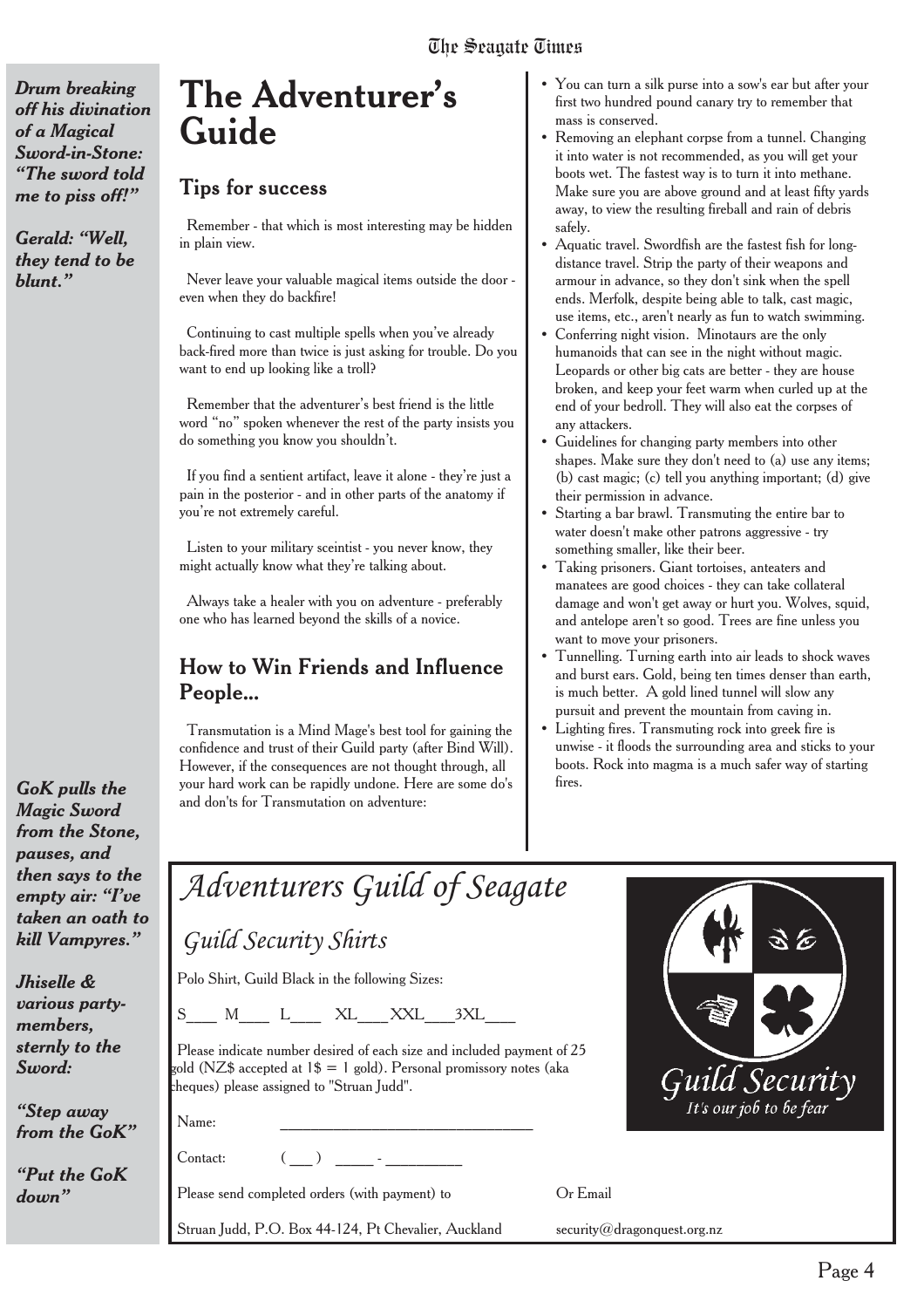*Drum breaking off his divination of a Magical Sword-in-Stone: "The sword told me to piss off!"*

*Gerald: "Well, they tend to be blunt."*

# The Adventurer's Guide

## Tips for success

Remember - that which is most interesting may be hidden in plain view.

Never leave your valuable magical items outside the door - even when they do backfire!

Continuing to cast multiple spells when you've already back-fired more than twice is just asking for trouble. Do you want to end up looking like a troll?

Remember that the adventurer's best friend is the little word "no" spoken whenever the rest of the party insists you do something you know you shouldn't.

If you find a sentient artifact, leave it alone - they're just a pain in the posterior - and in other parts of the anatomy if you're not extremely careful.

Listen to your military sceintist - you never know, they might actually know what they're talking about.

Always take a healer with you on adventure - preferably one who has learned beyond the skills of a novice.

## How to Win Friends and Influence People...

Transmutation is a Mind Mage's best tool for gaining the confidence and trust of their Guild party (after Bind Will). However, if the consequences are not thought through, all your hard work can be rapidly undone. Here are some do's and don'ts for Transmutation on adventure:

- You can turn a silk purse into a sow's ear but after your first two hundred pound canary try to remember that mass is conserved.
- Removing an elephant corpse from a tunnel. Changing it into water is not recommended, as you will get your boots wet. The fastest way is to turn it into methane. Make sure you are above ground and at least fifty yards away, to view the resulting fireball and rain of debris safely.
- Aquatic travel. Swordfish are the fastest fish for long-distance travel. Strip the party of their weapons and armour in advance, so they don't sink when the spell ends. Merfolk, despite being able to talk, cast magic, use items, etc., aren't nearly as fun to watch swimming.
- Conferring night vision. Minotaurs are the only humanoids that can see in the night without magic. Leopards or other big cats are better - they are house broken, and keep your feet warm when curled up at the end of your bedroll. They will also eat the corpses of any attackers.
- Guidelines for changing party members into other shapes. Make sure they don't need to (a) use any items; (b) cast magic; (c) tell you anything important; (d) give their permission in advance.
- Starting a bar brawl. Transmuting the entire bar to water doesn't make other patrons aggressive - try something smaller, like their beer.
- Taking prisoners. Giant tortoises, anteaters and manatees are good choices - they can take collateral damage and won't get away or hurt you. Wolves, squid, and antelope aren't so good. Trees are fine unless you want to move your prisoners.
- Tunnelling. Turning earth into air leads to shock waves and burst ears. Gold, being ten times denser than earth, is much better. A gold lined tunnel will slow any pursuit and prevent the mountain from caving in.
- Lighting fires. Transmuting rock into greek fire is unwise - it floods the surrounding area and sticks to your boots. Rock into magma is a much safer way of starting fires.

*GoK pulls the Magic Sword from the Stone, pauses, and then says to the empty air: "I've taken an oath to kill Vampyres."*

*Jhiselle & various party-members, sternly to the Sword:*

*"Step away from the GoK"*

*"Put the GoK down"*

## *Adventurers Guild of Seagate*

### *Guild Security Shirts*

Polo Shirt, Guild Black in the following Sizes:

S\_\_\_\_ M\_\_\_\_ L\_\_\_\_ XL\_\_\_\_ XXL\_\_\_\_ 3XL\_\_\_\_

Please indicate number desired of each size and included payment of 25 gold (NZ$ accepted at 1$ = 1 gold). Personal promissory notes (aka cheques) please assigned to "Struan Judd".

Name: \_\_\_\_\_\_\_\_\_\_\_\_\_\_\_\_\_\_\_\_\_\_\_\_\_\_\_\_\_\_

Contact: ( \_\_\_ ) \_\_\_\_\_ - \_\_\_\_\_\_\_\_\_

Please send completed orders (with payment) to Struan Judd, P.O. Box 44-124, Pt Chevalier, Auckland

Or Email security@dragonquest.org.nz

*Guild Security*

*It's our job to be fear*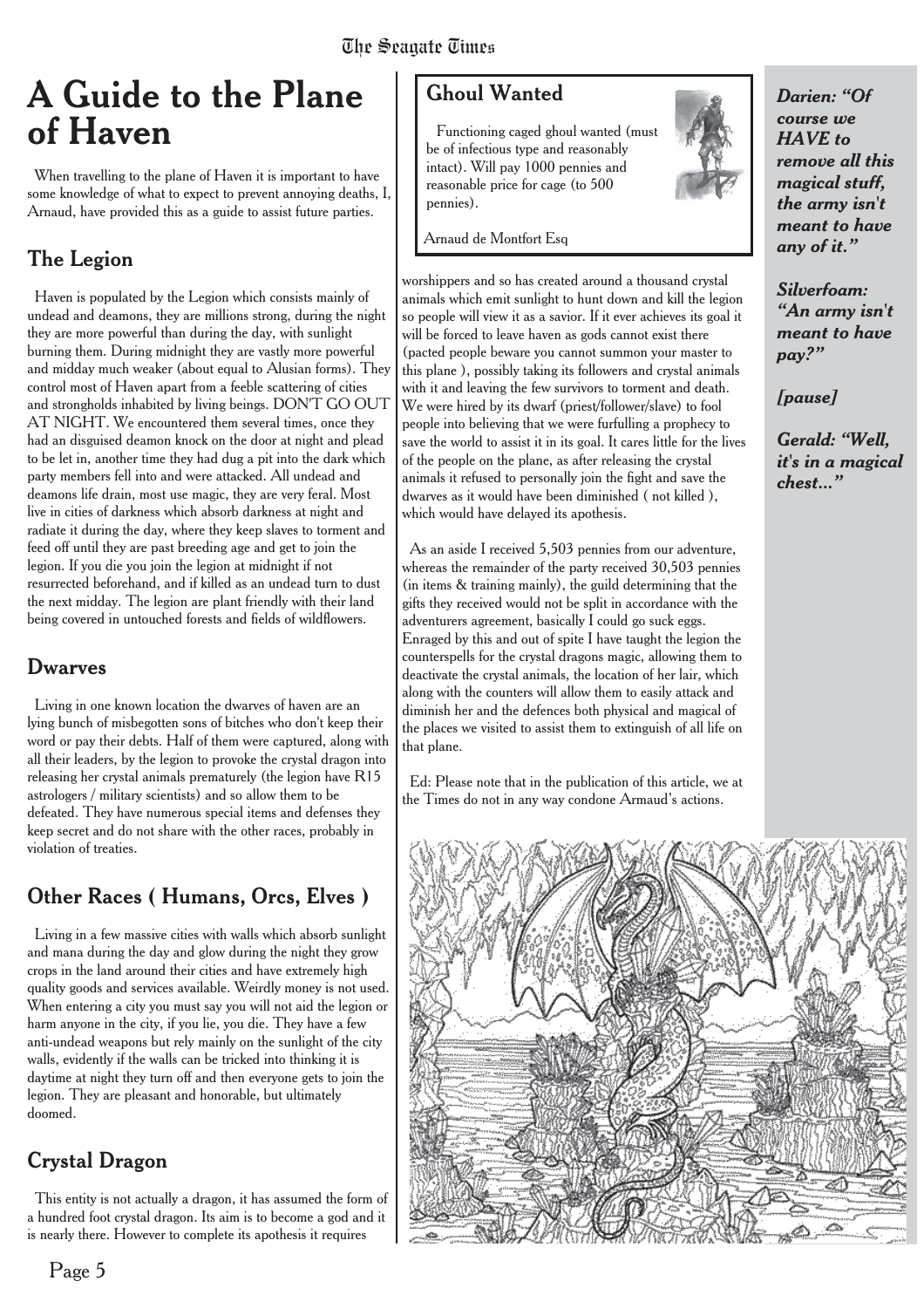# A Guide to the Plane of Haven

When travelling to the plane of Haven it is important to have some knowledge of what to expect to prevent annoying deaths, I, Arnaud, have provided this as a guide to assist future parties.

## The Legion

Haven is populated by the Legion which consists mainly of undead and deamons, they are millions strong, during the night they are more powerful than during the day, with sunlight burning them. During midnight they are vastly more powerful and midday much weaker (about equal to Alusian forms). They control most of Haven apart from a feeble scattering of cities and strongholds inhabited by living beings. DON'T GO OUT AT NIGHT. We encountered them several times, once they had an disguised deamon knock on the door at night and plead to be let in, another time they had dug a pit into the dark which party members fell into and were attacked. All undead and deamons life drain, most use magic, they are very feral. Most live in cities of darkness which absorb darkness at night and radiate it during the day, where they keep slaves to torment and feed off until they are past breeding age and get to join the legion. If you die you join the legion at midnight if not resurrected beforehand, and if killed as an undead turn to dust the next midday. The legion are plant friendly with their land being covered in untouched forests and fields of wildflowers.

## Dwarves

Living in one known location the dwarves of haven are an lying bunch of misbegotten sons of bitches who don't keep their word or pay their debts. Half of them were captured, along with all their leaders, by the legion to provoke the crystal dragon into releasing her crystal animals prematurely (the legion have R15 astrologers / military scientists) and so allow them to be defeated. They have numerous special items and defenses they keep secret and do not share with the other races, probably in violation of treaties.

## Other Races ( Humans, Orcs, Elves )

Living in a few massive cities with walls which absorb sunlight and mana during the day and glow during the night they grow crops in the land around their cities and have extremely high quality goods and services available. Weirdly money is not used. When entering a city you must say you will not aid the legion or harm anyone in the city, if you lie, you die. They have a few anti-undead weapons but rely mainly on the sunlight of the city walls, evidently if the walls can be tricked into thinking it is daytime at night they turn off and then everyone gets to join the legion. They are pleasant and honorable, but ultimately doomed.

## Crystal Dragon

This entity is not actually a dragon, it has assumed the form of a hundred foot crystal dragon. Its aim is to become a god and it is nearly there. However to complete its apotheosis it requires worshippers and so has created around a thousand crystal animals which emit sunlight to hunt down and kill the legion so people will view it as a savior. If it ever achieves its goal it will be forced to leave haven as gods cannot exist there (pacted people beware you cannot summon your master to this plane ), possibly taking its followers and crystal animals with it and leaving the few survivors to torment and death. We were hired by its dwarf (priest/follower/slave) to fool people into believing that we were furfulling a prophecy to save the world to assist it in its goal. It cares little for the lives of the people on the plane, as after releasing the crystal animals it refused to personally join the fight and save the dwarves as it would have been diminished ( not killed ), which would have delayed its apotheosis.

As an aside I received 5,503 pennies from our adventure, whereas the remainder of the party received 30,503 pennies (in items & training mainly), the guild determining that the gifts they received would not be split in accordance with the adventurers agreement, basically I could go suck eggs. Enraged by this and out of spite I have taught the legion the counterspells for the crystal dragons magic, allowing them to deactivate the crystal animals, the location of her lair, which along with the counters will allow them to easily attack and diminish her and the defences both physical and magical of the places we visited to assist them to extinguish of all life on that plane.

Ed: Please note that in the publication of this article, we at the Times do not in any way condone Armaud's actions.

## Ghoul Wanted

Functioning caged ghoul wanted (must be of infectious type and reasonably intact). Will pay 1000 pennies and reasonable price for cage (to 500 pennies).

Arnaud de Montfort Esq

***Darien: "Of course we HAVE to remove all this magical stuff, the army isn't meant to have any of it."***

***Silverfoam: "An army isn't meant to have pay?"***

***[pause]***

***Gerald: "Well, it's in a magical chest..."***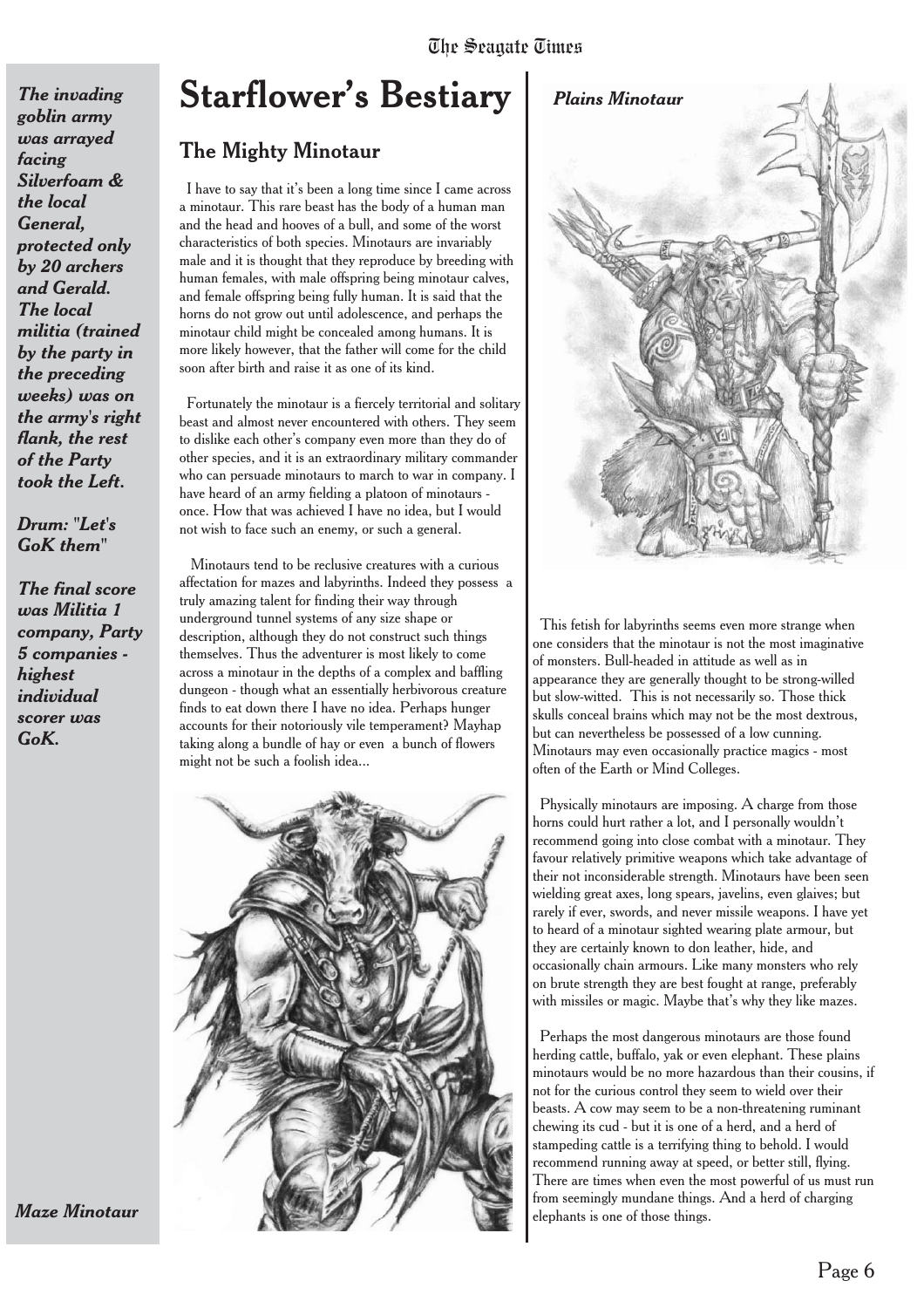*The invading goblin army was arrayed facing Silverfoam & the local General, protected only by 20 archers and Gerald. The local militia (trained by the party in the preceding weeks) was on the army's right flank, the rest of the Party took the Left.*

*Drum: "Let's GoK them"*

*The final score was Militia 1 company, Party 5 companies - highest individual scorer was GoK.*

# Starflower's Bestiary

## The Mighty Minotaur

I have to say that it's been a long time since I came across a minotaur. This rare beast has the body of a human man and the head and hooves of a bull, and some of the worst characteristics of both species. Minotaurs are invariably male and it is thought that they reproduce by breeding with human females, with male offspring being minotaur calves, and female offspring being fully human. It is said that the horns do not grow out until adolescence, and perhaps the minotaur child might be concealed among humans. It is more likely however, that the father will come for the child soon after birth and raise it as one of its kind.

Fortunately the minotaur is a fiercely territorial and solitary beast and almost never encountered with others. They seem to dislike each other's company even more than they do of other species, and it is an extraordinary military commander who can persuade minotaurs to march to war in company. I have heard of an army fielding a platoon of minotaurs - once. How that was achieved I have no idea, but I would not wish to face such an enemy, or such a general.

Minotaurs tend to be reclusive creatures with a curious affectation for mazes and labyrinths. Indeed they possess a truly amazing talent for finding their way through underground tunnel systems of any size shape or description, although they do not construct such things themselves. Thus the adventurer is most likely to come across a minotaur in the depths of a complex and baffling dungeon - though what an essentially herbivorous creature finds to eat down there I have no idea. Perhaps hunger accounts for their notoriously vile temperament? Mayhap taking along a bundle of hay or even a bunch of flowers might not be such a foolish idea...

*Maze Minotaur*

*Plains Minotaur*

This fetish for labyrinths seems even more strange when one considers that the minotaur is not the most imaginative of monsters. Bull-headed in attitude as well as in appearance they are generally thought to be strong-willed but slow-witted. This is not necessarily so. Those thick skulls conceal brains which may not be the most dextrous, but can nevertheless be possessed of a low cunning. Minotaurs may even occasionally practice magics - most often of the Earth or Mind Colleges.

Physically minotaurs are imposing. A charge from those horns could hurt rather a lot, and I personally wouldn't recommend going into close combat with a minotaur. They favour relatively primitive weapons which take advantage of their not inconsiderable strength. Minotaurs have been seen wielding great axes, long spears, javelins, even glaives; but rarely if ever, swords, and never missile weapons. I have yet to heard of a minotaur sighted wearing plate armour, but they are certainly known to don leather, hide, and occasionally chain armours. Like many monsters who rely on brute strength they are best fought at range, preferably with missiles or magic. Maybe that's why they like mazes.

Perhaps the most dangerous minotaurs are those found herding cattle, buffalo, yak or even elephant. These plains minotaurs would be no more hazardous than their cousins, if not for the curious control they seem to wield over their beasts. A cow may seem to be a non-threatening ruminant chewing its cud - but it is one of a herd, and a herd of stampeding cattle is a terrifying thing to behold. I would recommend running away at speed, or better still, flying. There are times when even the most powerful of us must run from seemingly mundane things. And a herd of charging elephants is one of those things.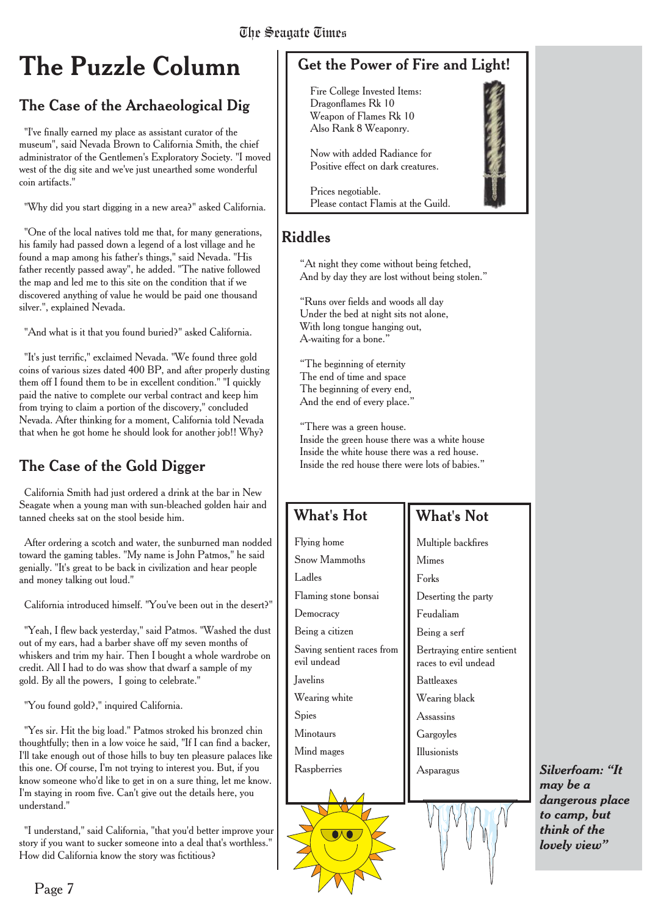# The Puzzle Column

## The Case of the Archaeological Dig

"I've finally earned my place as assistant curator of the museum", said Nevada Brown to California Smith, the chief administrator of the Gentlemen's Exploratory Society. "I moved west of the dig site and we've just unearthed some wonderful coin artifacts."

"Why did you start digging in a new area?" asked California.

"One of the local natives told me that, for many generations, his family had passed down a legend of a lost village and he found a map among his father's things," said Nevada. "His father recently passed away", he added. "The native followed the map and led me to this site on the condition that if we discovered anything of value he would be paid one thousand silver.", explained Nevada.

"And what is it that you found buried?" asked California.

"It's just terrific," exclaimed Nevada. "We found three gold coins of various sizes dated 400 BP, and after properly dusting them off I found them to be in excellent condition." "I quickly paid the native to complete our verbal contract and keep him from trying to claim a portion of the discovery," concluded Nevada. After thinking for a moment, California told Nevada that when he got home he should look for another job!! Why?

## The Case of the Gold Digger

California Smith had just ordered a drink at the bar in New Seagate when a young man with sun-bleached golden hair and tanned cheeks sat on the stool beside him.

After ordering a scotch and water, the sunburned man nodded toward the gaming tables. "My name is John Patmos," he said genially. "It's great to be back in civilization and hear people and money talking out loud."

California introduced himself. "You've been out in the desert?"

"Yeah, I flew back yesterday," said Patmos. "Washed the dust out of my ears, had a barber shave off my seven months of whiskers and trim my hair. Then I bought a whole wardrobe on credit. All I had to do was show that dwarf a sample of my gold. By all the powers, I going to celebrate."

"You found gold?," inquired California.

"Yes sir. Hit the big load." Patmos stroked his bronzed chin thoughtfully; then in a low voice he said, "If I can find a backer, I'll take enough out of those hills to buy ten pleasure palaces like this one. Of course, I'm not trying to interest you. But, if you know someone who'd like to get in on a sure thing, let me know. I'm staying in room five. Can't give out the details here, you understand."

"I understand," said California, "that you'd better improve your story if you want to sucker someone into a deal that's worthless." How did California know the story was fictitious?

## Get the Power of Fire and Light!

Fire College Invested Items:
Dragonflames Rk 10
Weapon of Flames Rk 10
Also Rank 8 Weaponry.

Now with added Radiance for
Positive effect on dark creatures.

Prices negotiable.
Please contact Flamis at the Guild.

## Riddles

"At night they come without being fetched,
And by day they are lost without being stolen."

"Runs over fields and woods all day
Under the bed at night sits not alone,
With long tongue hanging out,
A-waiting for a bone."

"The beginning of eternity
The end of time and space
The beginning of every end,
And the end of every place."

"There was a green house.
Inside the green house there was a white house
Inside the white house there was a red house.
Inside the red house there were lots of babies."

| What's Hot | What's Not |
|---|---|
| Flying home | Multiple backfires |
| Snow Mammoths | Mimes |
| Ladles | Forks |
| Flaming stone bonsai | Deserting the party |
| Democracy | Feudaliam |
| Being a citizen | Being a serf |
| Saving sentient races from evil undead | Bertraying entire sentient races to evil undead |
| Javelins | Battleaxes |
| Wearing white | Wearing black |
| Spies | Assassins |
| Minotaurs | Gargoyles |
| Mind mages | Illusionists |
| Raspberries | Asparagus |

***Silverfoam: "It may be a dangerous place to camp, but think of the lovely view"***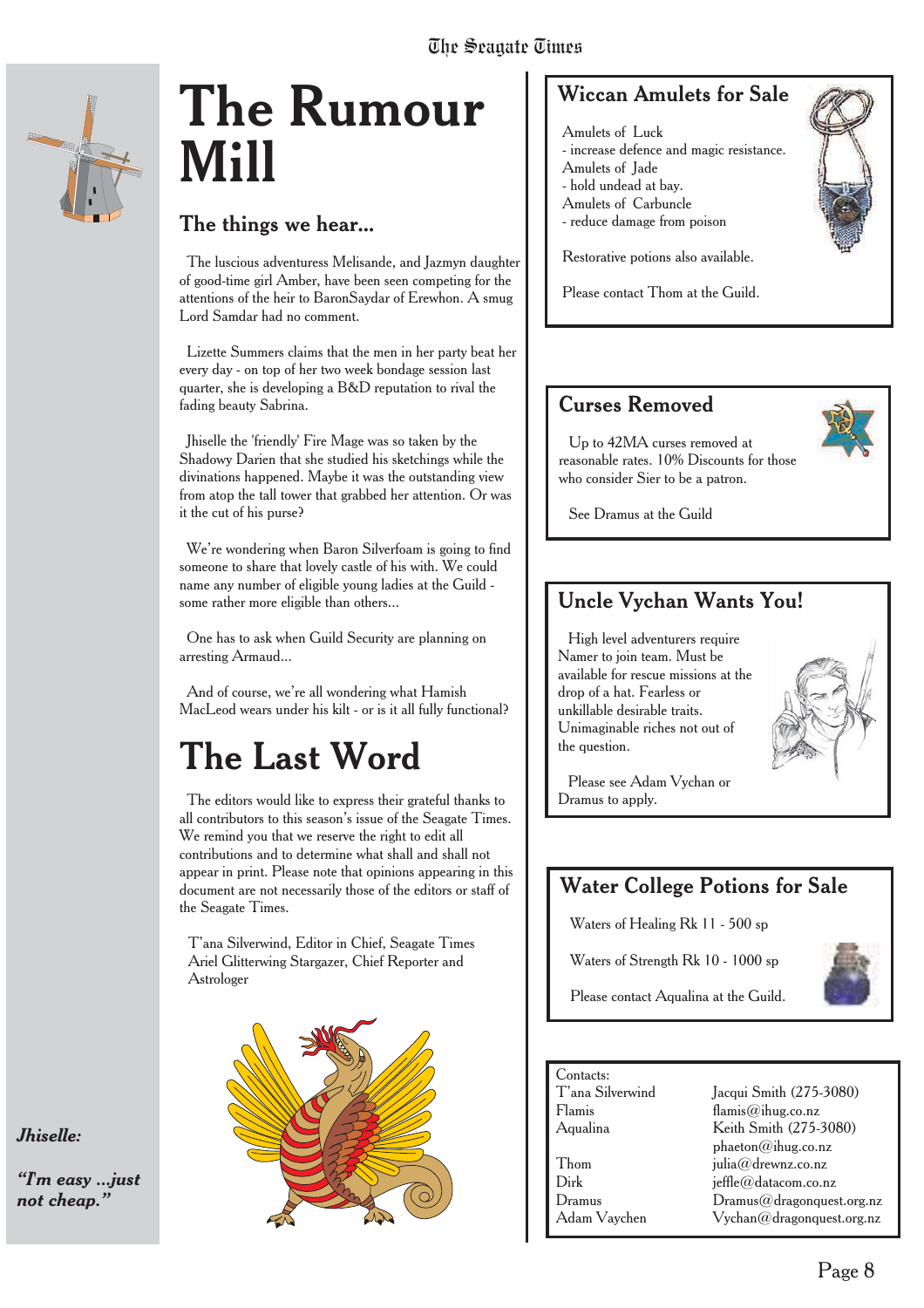# The Rumour Mill

## The things we hear...

The luscious adventuress Melisande, and Jazmyn daughter of good-time girl Amber, have been seen competing for the attentions of the heir to BaronSaydar of Erewhon. A smug Lord Samdar had no comment.

Lizette Summers claims that the men in her party beat her every day - on top of her two week bondage session last quarter, she is developing a B&D reputation to rival the fading beauty Sabrina.

Jhiselle the 'friendly' Fire Mage was so taken by the Shadowy Darien that she studied his sketchings while the divinations happened. Maybe it was the outstanding view from atop the tall tower that grabbed her attention. Or was it the cut of his purse?

We're wondering when Baron Silverfoam is going to find someone to share that lovely castle of his with. We could name any number of eligible young ladies at the Guild - some rather more eligible than others...

One has to ask when Guild Security are planning on arresting Armaud...

And of course, we're all wondering what Hamish MacLeod wears under his kilt - or is it all fully functional?

# The Last Word

The editors would like to express their grateful thanks to all contributors to this season's issue of the Seagate Times. We remind you that we reserve the right to edit all contributions and to determine what shall and shall not appear in print. Please note that opinions appearing in this document are not necessarily those of the editors or staff of the Seagate Times.

T'ana Silverwind, Editor in Chief, Seagate Times
Ariel Glitterwing Stargazer, Chief Reporter and Astrologer

***Jhiselle:***

***"I'm easy ...just not cheap."***

## Wiccan Amulets for Sale

Amulets of Luck
- increase defence and magic resistance.

Amulets of Jade
- hold undead at bay.

Amulets of Carbuncle
- reduce damage from poison

Restorative potions also available.

Please contact Thom at the Guild.

## Curses Removed

Up to 42MA curses removed at reasonable rates. 10% Discounts for those who consider Sier to be a patron.

See Dramus at the Guild

## Uncle Vychan Wants You!

High level adventurers require Namer to join team. Must be available for rescue missions at the drop of a hat. Fearless or unkillable desirable traits. Unimaginable riches not out of the question.

Please see Adam Vychan or Dramus to apply.

## Water College Potions for Sale

Waters of Healing Rk 11 - 500 sp

Waters of Strength Rk 10 - 1000 sp

Please contact Aqualina at the Guild.

Contacts:

| | |
|---|---|
| T'ana Silverwind | Jacqui Smith (275-3080) |
| Flamis | flamis@ihug.co.nz |
| Aqualina | Keith Smith (275-3080) |
| | phaeton@ihug.co.nz |
| Thom | julia@drewnz.co.nz |
| Dirk | jeffle@datacom.co.nz |
| Dramus | Dramus@dragonquest.org.nz |
| Adam Vaychen | Vychan@dragonquest.org.nz |